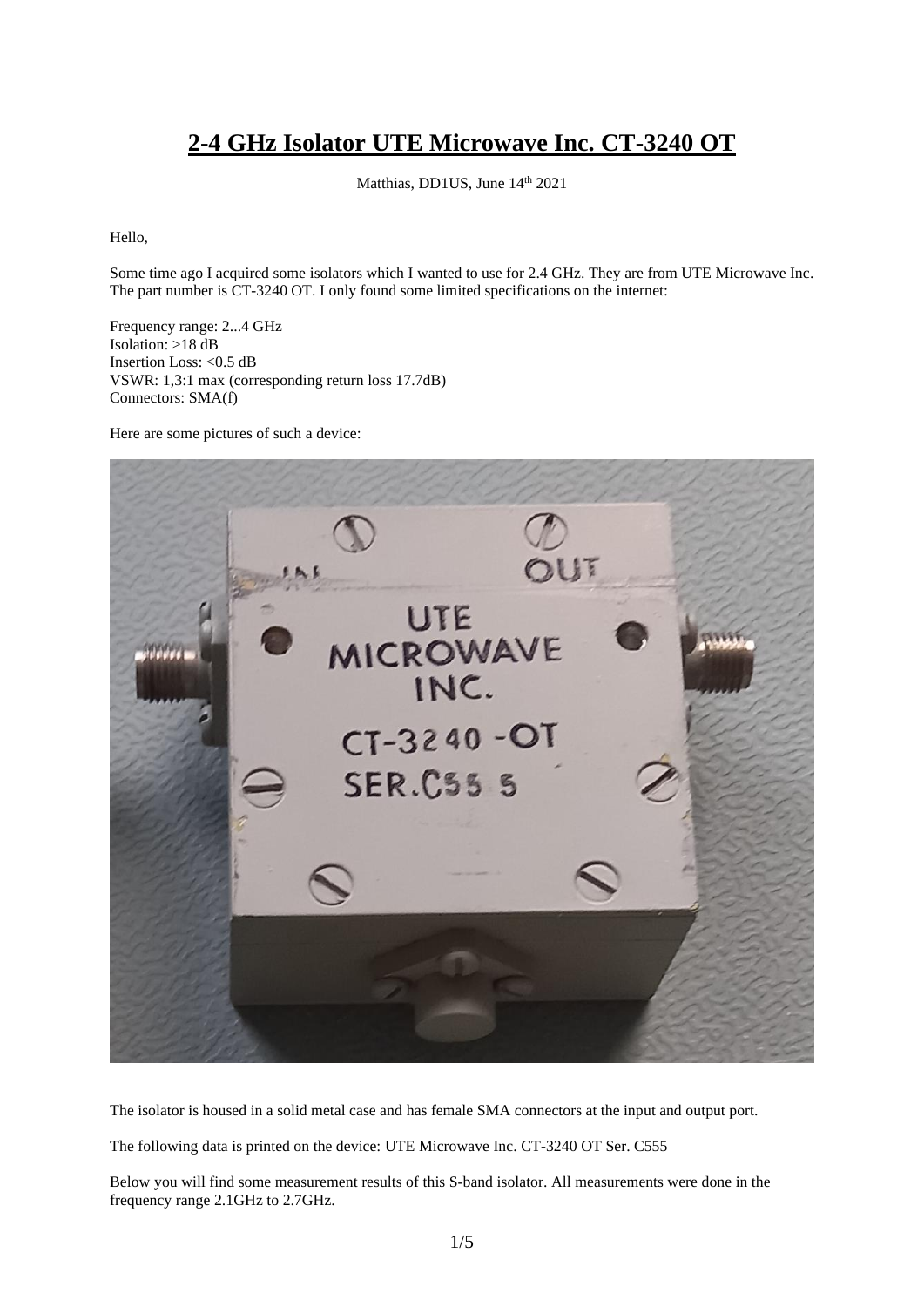# 2-4 GHz Isolator UTE Microwave Inc. CT-3240 OT

Matthias, DD1US, June 14th 2021

Hello,

Some time ago I acquired some isolators which I wanted to use for 2.4 GHz. They are from UTE Microwave Inc. The part number is CT-3240 OT. I only found some limited specifications on the internet:

Frequency range: 2...4 GHz
Isolation: >18 dB
Insertion Loss: <0.5 dB
VSWR: 1,3:1 max (corresponding return loss 17.7dB)
Connectors: SMA(f)

Here are some pictures of such a device:

The isolator is housed in a solid metal case and has female SMA connectors at the input and output port.

The following data is printed on the device: UTE Microwave Inc. CT-3240 OT Ser. C555

Below you will find some measurement results of this S-band isolator. All measurements were done in the frequency range 2.1GHz to 2.7GHz.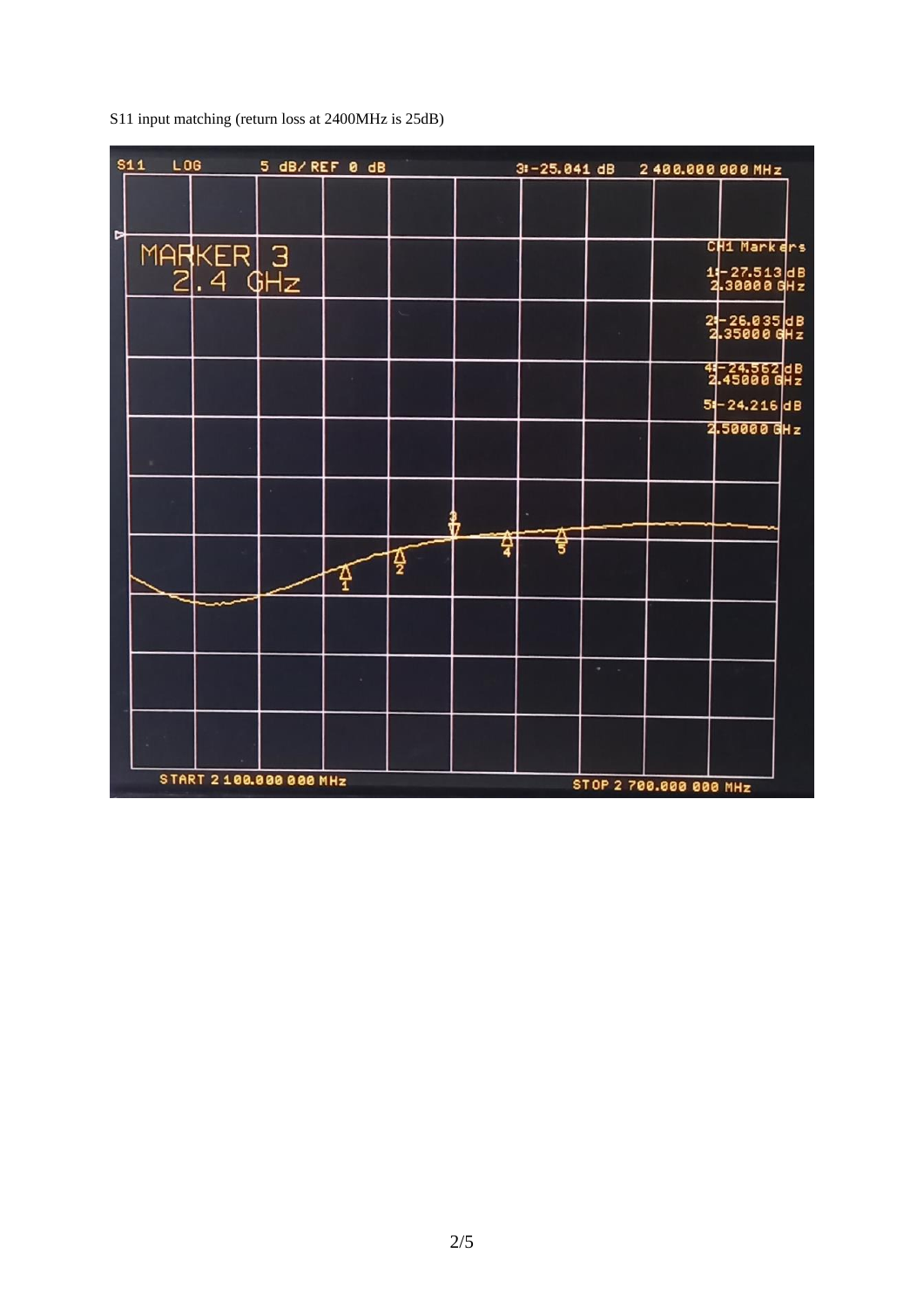S11 input matching (return loss at 2400MHz is 25dB)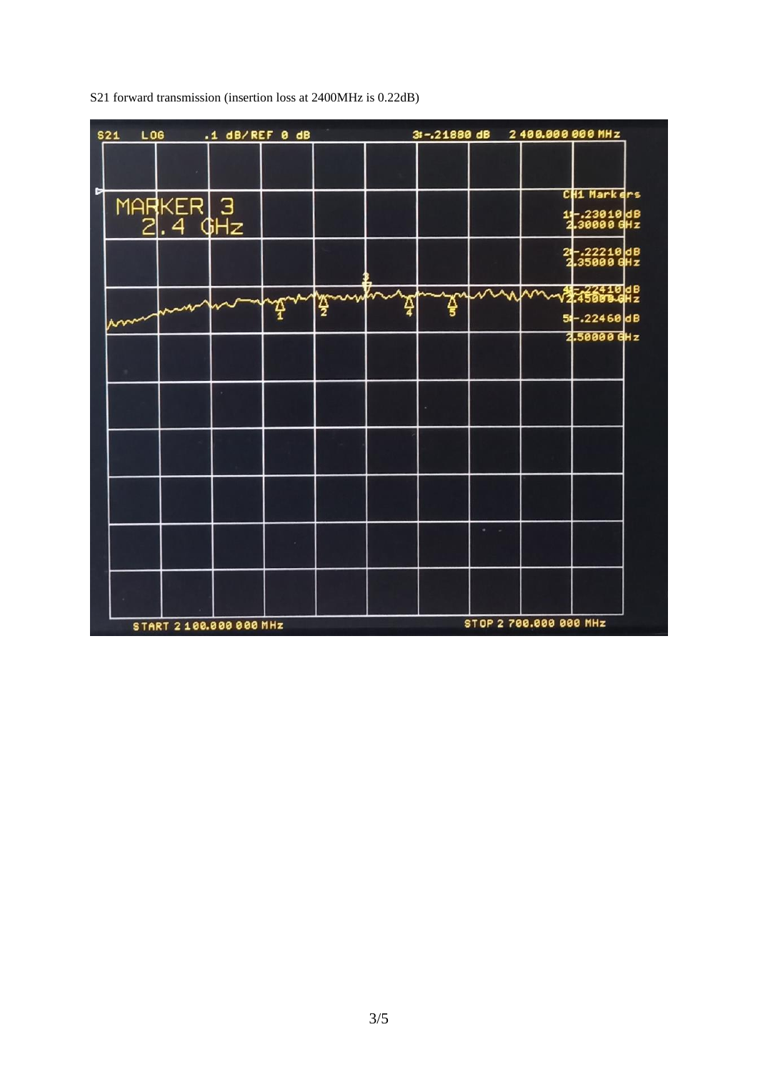S21 forward transmission (insertion loss at 2400MHz is 0.22dB)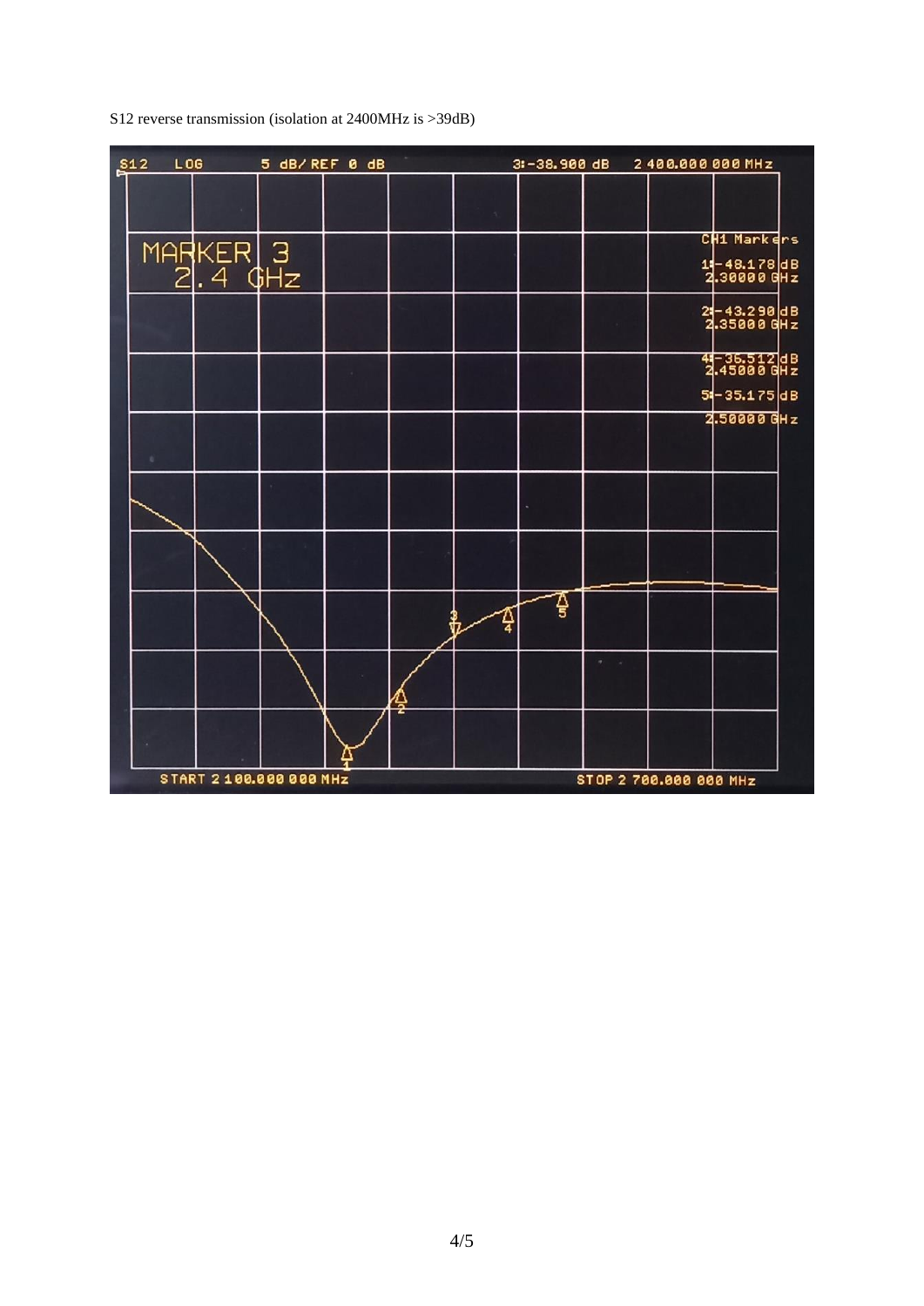S12 reverse transmission (isolation at 2400MHz is >39dB)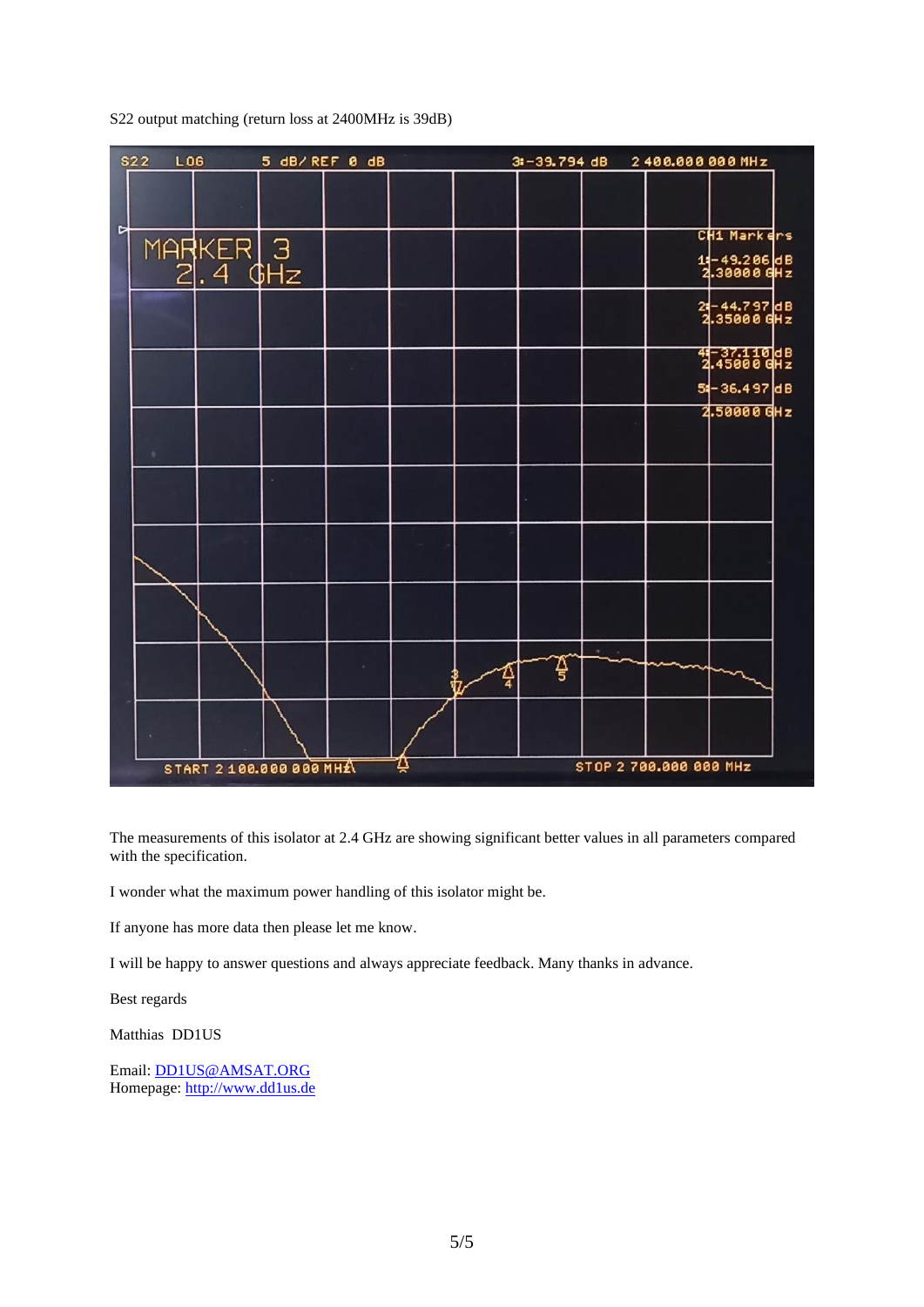S22 output matching (return loss at 2400MHz is 39dB)

S22 LOG 5 dB/ REF 0 dB 3:-39.794 dB 2 400.000 000 MHz

MARKER 3
2.4 GHz

CH1 Markers

1:-49.206 dB
2.30000 GHz

2:-44.797 dB
2.35000 GHz

4:-37.110 dB
2.45000 GHz

5:-36.497 dB
2.50000 GHz

START 2 100.000 000 MHz STOP 2 700.000 000 MHz

The measurements of this isolator at 2.4 GHz are showing significant better values in all parameters compared with the specification.

I wonder what the maximum power handling of this isolator might be.

If anyone has more data then please let me know.

I will be happy to answer questions and always appreciate feedback. Many thanks in advance.

Best regards

Matthias DD1US

Email: [DD1US@AMSAT.ORG](mailto:DD1US@AMSAT.ORG)
Homepage: [http://www.dd1us.de](http://www.dd1us.de)